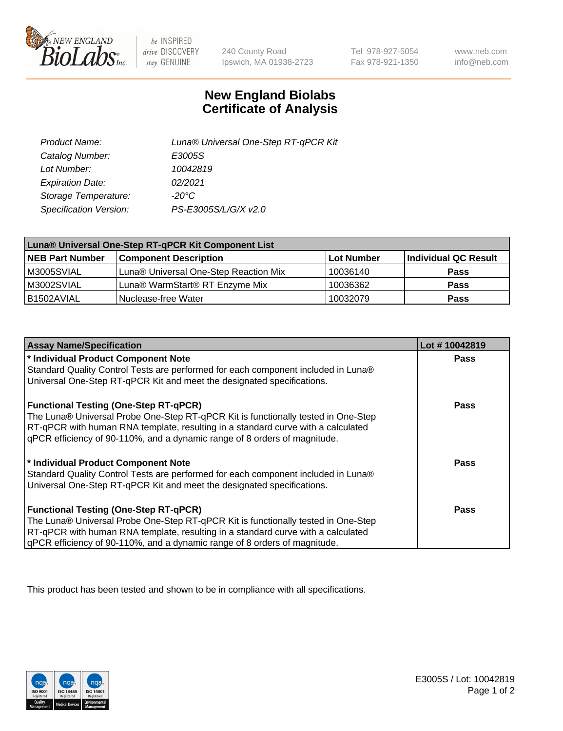# New England Biolabs Certificate of Analysis

| | |
|---|---|
| *Product Name:* | *Luna® Universal One-Step RT-qPCR Kit* |
| *Catalog Number:* | *E3005S* |
| *Lot Number:* | *10042819* |
| *Expiration Date:* | *02/2021* |
| *Storage Temperature:* | *-20°C* |
| *Specification Version:* | *PS-E3005S/L/G/X v2.0* |

| Luna® Universal One-Step RT-qPCR Kit Component List | | | |
|---|---|---|---|
| **NEB Part Number** | **Component Description** | **Lot Number** | **Individual QC Result** |
| M3005SVIAL | Luna® Universal One-Step Reaction Mix | 10036140 | **Pass** |
| M3002SVIAL | Luna® WarmStart® RT Enzyme Mix | 10036362 | **Pass** |
| B1502AVIAL | Nuclease-free Water | 10032079 | **Pass** |

| Assay Name/Specification | Lot # 10042819 |
|---|---|
| **\* Individual Product Component Note**<br>Standard Quality Control Tests are performed for each component included in Luna® Universal One-Step RT-qPCR Kit and meet the designated specifications. | **Pass** |
| **Functional Testing (One-Step RT-qPCR)**<br>The Luna® Universal Probe One-Step RT-qPCR Kit is functionally tested in One-Step RT-qPCR with human RNA template, resulting in a standard curve with a calculated qPCR efficiency of 90-110%, and a dynamic range of 8 orders of magnitude. | **Pass** |
| **\* Individual Product Component Note**<br>Standard Quality Control Tests are performed for each component included in Luna® Universal One-Step RT-qPCR Kit and meet the designated specifications. | **Pass** |
| **Functional Testing (One-Step RT-qPCR)**<br>The Luna® Universal Probe One-Step RT-qPCR Kit is functionally tested in One-Step RT-qPCR with human RNA template, resulting in a standard curve with a calculated qPCR efficiency of 90-110%, and a dynamic range of 8 orders of magnitude. | **Pass** |

This product has been tested and shown to be in compliance with all specifications.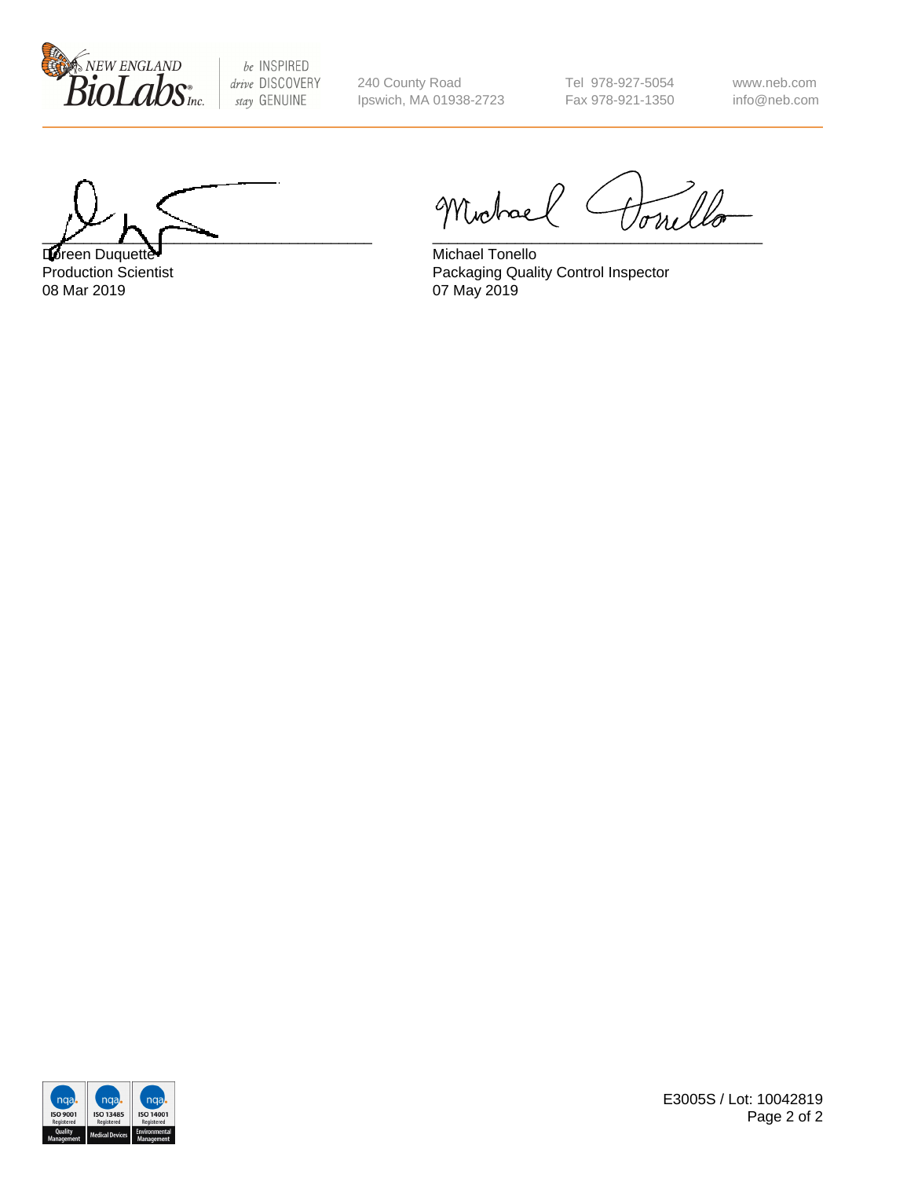Doreen Duquette
Production Scientist
08 Mar 2019

Michael Tonello
Packaging Quality Control Inspector
07 May 2019

E3005S / Lot: 10042819